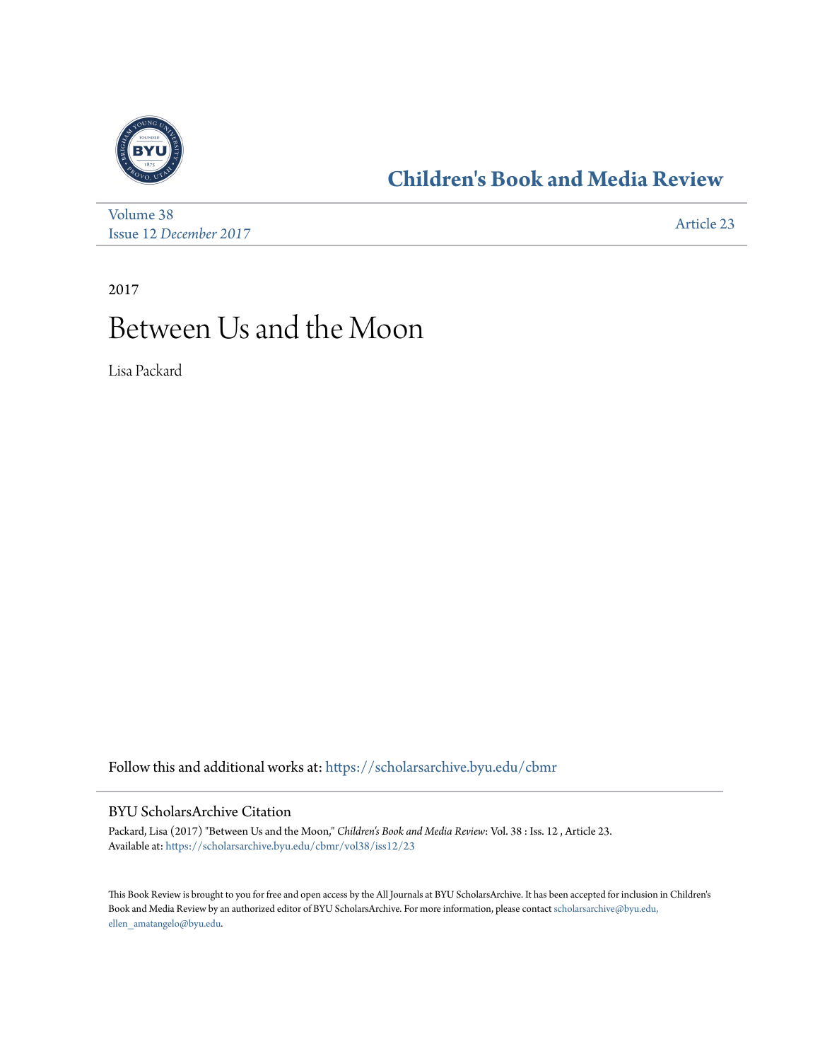# Children's Book and Media Review

Volume 38
Issue 12 *December 2017*

Article 23

2017

# Between Us and the Moon

Lisa Packard

Follow this and additional works at: https://scholarsarchive.byu.edu/cbmr

## BYU ScholarsArchive Citation

Packard, Lisa (2017) "Between Us and the Moon," *Children's Book and Media Review*: Vol. 38 : Iss. 12 , Article 23.
Available at: https://scholarsarchive.byu.edu/cbmr/vol38/iss12/23

This Book Review is brought to you for free and open access by the All Journals at BYU ScholarsArchive. It has been accepted for inclusion in Children's Book and Media Review by an authorized editor of BYU ScholarsArchive. For more information, please contact scholarsarchive@byu.edu, ellen_amatangelo@byu.edu.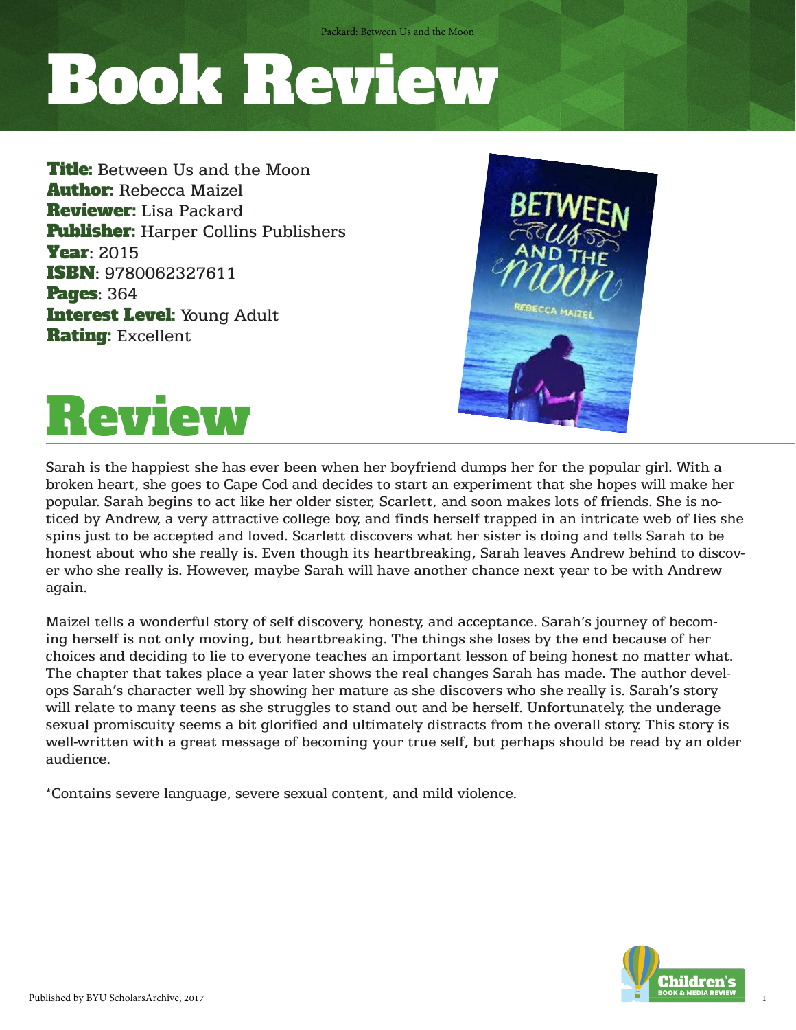# Book Review

**Title:** Between Us and the Moon
**Author:** Rebecca Maizel
**Reviewer:** Lisa Packard
**Publisher:** Harper Collins Publishers
**Year**: 2015
**ISBN**: 9780062327611
**Pages**: 364
**Interest Level:** Young Adult
**Rating:** Excellent

# Review

Sarah is the happiest she has ever been when her boyfriend dumps her for the popular girl. With a broken heart, she goes to Cape Cod and decides to start an experiment that she hopes will make her popular. Sarah begins to act like her older sister, Scarlett, and soon makes lots of friends. She is noticed by Andrew, a very attractive college boy, and finds herself trapped in an intricate web of lies she spins just to be accepted and loved. Scarlett discovers what her sister is doing and tells Sarah to be honest about who she really is. Even though its heartbreaking, Sarah leaves Andrew behind to discover who she really is. However, maybe Sarah will have another chance next year to be with Andrew again.

Maizel tells a wonderful story of self discovery, honesty, and acceptance. Sarah's journey of becoming herself is not only moving, but heartbreaking. The things she loses by the end because of her choices and deciding to lie to everyone teaches an important lesson of being honest no matter what. The chapter that takes place a year later shows the real changes Sarah has made. The author develops Sarah's character well by showing her mature as she discovers who she really is. Sarah's story will relate to many teens as she struggles to stand out and be herself. Unfortunately, the underage sexual promiscuity seems a bit glorified and ultimately distracts from the overall story. This story is well-written with a great message of becoming your true self, but perhaps should be read by an older audience.

*Contains severe language, severe sexual content, and mild violence.